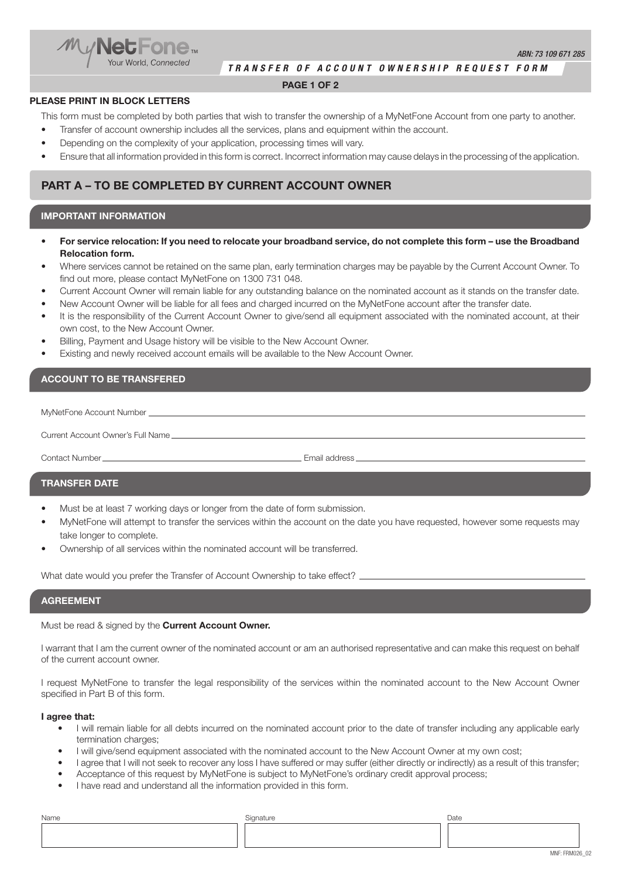MyNetFone™ Your World, Connected

ABN: 73 109 671 285

***TRANSFER OF ACCOUNT OWNERSHIP REQUEST FORM***

**PLEASE PRINT IN BLOCK LETTERS**

This form must be completed by both parties that wish to transfer the ownership of a MyNetFone Account from one party to another.

- Transfer of account ownership includes all the services, plans and equipment within the account.
- Depending on the complexity of your application, processing times will vary.
- Ensure that all information provided in this form is correct. Incorrect information may cause delays in the processing of the application.

## PART A – TO BE COMPLETED BY CURRENT ACCOUNT OWNER

### IMPORTANT INFORMATION

- **For service relocation: If you need to relocate your broadband service, do not complete this form – use the Broadband Relocation form.**
- Where services cannot be retained on the same plan, early termination charges may be payable by the Current Account Owner. To find out more, please contact MyNetFone on 1300 731 048.
- Current Account Owner will remain liable for any outstanding balance on the nominated account as it stands on the transfer date.
- New Account Owner will be liable for all fees and charged incurred on the MyNetFone account after the transfer date.
- It is the responsibility of the Current Account Owner to give/send all equipment associated with the nominated account, at their own cost, to the New Account Owner.
- Billing, Payment and Usage history will be visible to the New Account Owner.
- Existing and newly received account emails will be available to the New Account Owner.

### ACCOUNT TO BE TRANSFERED

MyNetFone Account Number ______________________________

Current Account Owner's Full Name ______________________________

Contact Number ______________________________ Email address ______________________________

### TRANSFER DATE

- Must be at least 7 working days or longer from the date of form submission.
- MyNetFone will attempt to transfer the services within the account on the date you have requested, however some requests may take longer to complete.
- Ownership of all services within the nominated account will be transferred.

What date would you prefer the Transfer of Account Ownership to take effect? ______________________________

### AGREEMENT

Must be read & signed by the **Current Account Owner.**

I warrant that I am the current owner of the nominated account or am an authorised representative and can make this request on behalf of the current account owner.

I request MyNetFone to transfer the legal responsibility of the services within the nominated account to the New Account Owner specified in Part B of this form.

**I agree that:**

- I will remain liable for all debts incurred on the nominated account prior to the date of transfer including any applicable early termination charges;
- I will give/send equipment associated with the nominated account to the New Account Owner at my own cost;
- I agree that I will not seek to recover any loss I have suffered or may suffer (either directly or indirectly) as a result of this transfer;
- Acceptance of this request by MyNetFone is subject to MyNetFone's ordinary credit approval process;
- I have read and understand all the information provided in this form.

| Name | Signature | Date |
| --- | --- | --- |
| | | |

MNF: FRM026_02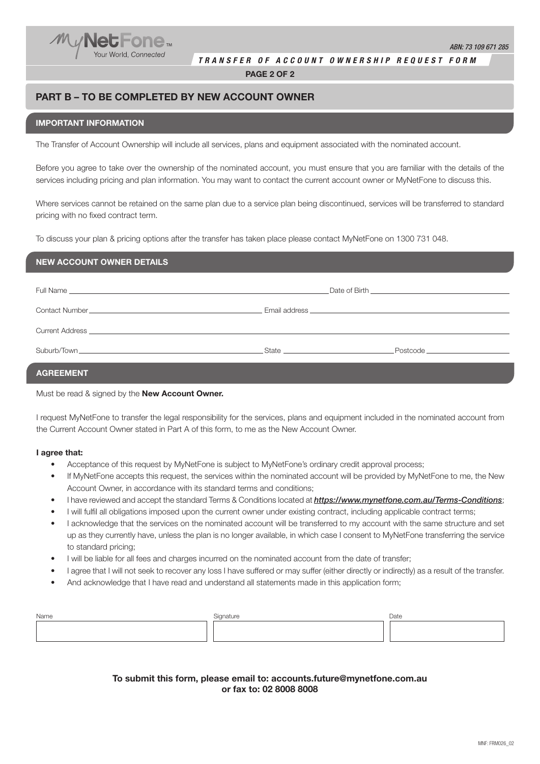MyNetFone™ Your World, Connected

ABN: 73 109 671 285

*TRANSFER OF ACCOUNT OWNERSHIP REQUEST FORM*

## PART B – TO BE COMPLETED BY NEW ACCOUNT OWNER

### IMPORTANT INFORMATION

The Transfer of Account Ownership will include all services, plans and equipment associated with the nominated account.

Before you agree to take over the ownership of the nominated account, you must ensure that you are familiar with the details of the services including pricing and plan information. You may want to contact the current account owner or MyNetFone to discuss this.

Where services cannot be retained on the same plan due to a service plan being discontinued, services will be transferred to standard pricing with no fixed contract term.

To discuss your plan & pricing options after the transfer has taken place please contact MyNetFone on 1300 731 048.

### NEW ACCOUNT OWNER DETAILS

Full Name ______________________ Date of Birth ______________________

Contact Number ______________________ Email address ______________________

Current Address ______________________

Suburb/Town ______________________ State ______________________ Postcode ______________________

### AGREEMENT

Must be read & signed by the **New Account Owner.**

I request MyNetFone to transfer the legal responsibility for the services, plans and equipment included in the nominated account from the Current Account Owner stated in Part A of this form, to me as the New Account Owner.

**I agree that:**

- Acceptance of this request by MyNetFone is subject to MyNetFone's ordinary credit approval process;
- If MyNetFone accepts this request, the services within the nominated account will be provided by MyNetFone to me, the New Account Owner, in accordance with its standard terms and conditions;
- I have reviewed and accept the standard Terms & Conditions located at ***https://www.mynetfone.com.au/Terms-Conditions***;
- I will fulfil all obligations imposed upon the current owner under existing contract, including applicable contract terms;
- I acknowledge that the services on the nominated account will be transferred to my account with the same structure and set up as they currently have, unless the plan is no longer available, in which case I consent to MyNetFone transferring the service to standard pricing;
- I will be liable for all fees and charges incurred on the nominated account from the date of transfer;
- I agree that I will not seek to recover any loss I have suffered or may suffer (either directly or indirectly) as a result of the transfer.
- And acknowledge that I have read and understand all statements made in this application form;

| Name | Signature | Date |
|---|---|---|
| | | |

**To submit this form, please email to: accounts.future@mynetfone.com.au**
**or fax to: 02 8008 8008**

MNF: FRM026_02